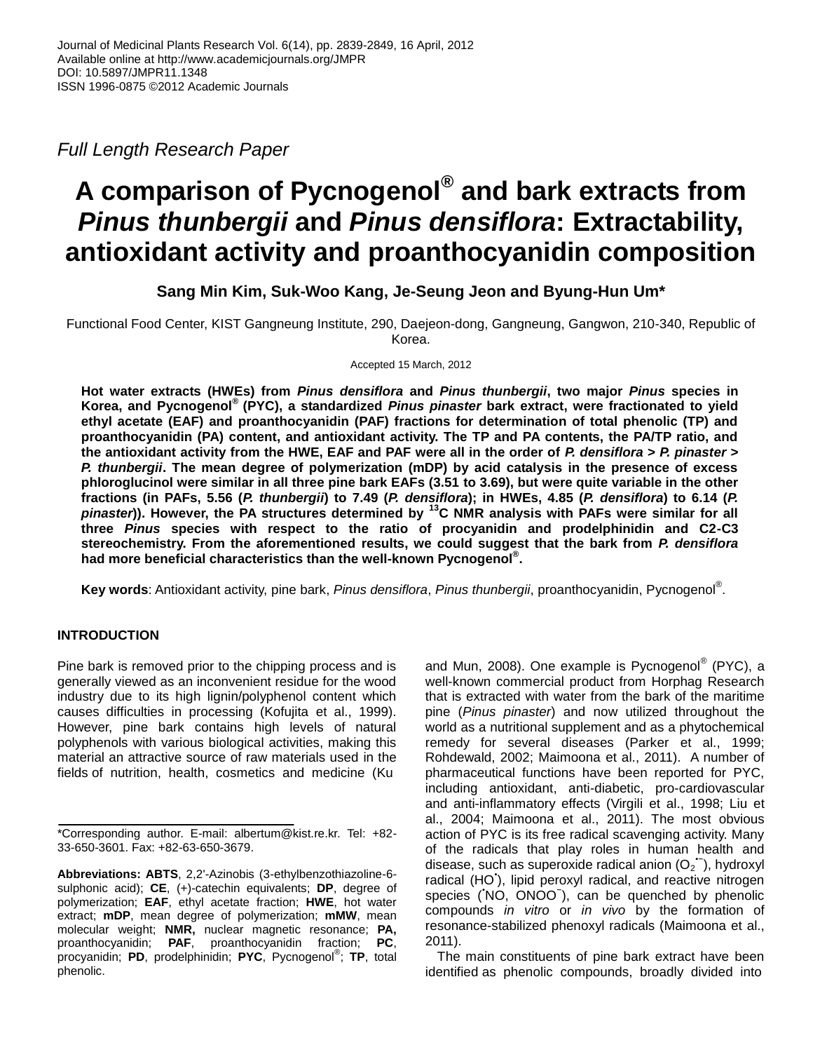*Full Length Research Paper*

# A comparison of Pycnogenol® and bark extracts from *Pinus thunbergii* and *Pinus densiflora*: Extractability, antioxidant activity and proanthocyanidin composition

**Sang Min Kim, Suk-Woo Kang, Je-Seung Jeon and Byung-Hun Um***

Functional Food Center, KIST Gangneung Institute, 290, Daejeon-dong, Gangneung, Gangwon, 210-340, Republic of Korea.

Accepted 15 March, 2012

**Hot water extracts (HWEs) from *Pinus densiflora* and *Pinus thunbergii*, two major *Pinus* species in Korea, and Pycnogenol® (PYC), a standardized *Pinus pinaster* bark extract, were fractionated to yield ethyl acetate (EAF) and proanthocyanidin (PAF) fractions for determination of total phenolic (TP) and proanthocyanidin (PA) content, and antioxidant activity. The TP and PA contents, the PA/TP ratio, and the antioxidant activity from the HWE, EAF and PAF were all in the order of *P. densiflora* > *P. pinaster* > *P. thunbergii*. The mean degree of polymerization (mDP) by acid catalysis in the presence of excess phloroglucinol were similar in all three pine bark EAFs (3.51 to 3.69), but were quite variable in the other fractions (in PAFs, 5.56 (*P. thunbergii*) to 7.49 (*P. densiflora*); in HWEs, 4.85 (*P. densiflora*) to 6.14 (*P. pinaster*)). However, the PA structures determined by $^{13}$C NMR analysis with PAFs were similar for all three *Pinus* species with respect to the ratio of procyanidin and prodelphinidin and C2-C3 stereochemistry. From the aforementioned results, we could suggest that the bark from *P. densiflora* had more beneficial characteristics than the well-known Pycnogenol®.**

**Key words**: Antioxidant activity, pine bark, *Pinus densiflora*, *Pinus thunbergii*, proanthocyanidin, Pycnogenol®.

## INTRODUCTION

Pine bark is removed prior to the chipping process and is generally viewed as an inconvenient residue for the wood industry due to its high lignin/polyphenol content which causes difficulties in processing (Kofujita et al., 1999). However, pine bark contains high levels of natural polyphenols with various biological activities, making this material an attractive source of raw materials used in the fields of nutrition, health, cosmetics and medicine (Ku and Mun, 2008). One example is Pycnogenol® (PYC), a well-known commercial product from Horphag Research that is extracted with water from the bark of the maritime pine (*Pinus pinaster*) and now utilized throughout the world as a nutritional supplement and as a phytochemical remedy for several diseases (Parker et al., 1999; Rohdewald, 2002; Maimoona et al., 2011). A number of pharmaceutical functions have been reported for PYC, including antioxidant, anti-diabetic, pro-cardiovascular and anti-inflammatory effects (Virgili et al., 1998; Liu et al., 2004; Maimoona et al., 2011). The most obvious action of PYC is its free radical scavenging activity. Many of the radicals that play roles in human health and disease, such as superoxide radical anion ($O_2^{\bullet-}$), hydroxyl radical ($HO^{\bullet}$), lipid peroxyl radical, and reactive nitrogen species ($^{\bullet}NO$, $ONOO^{-}$), can be quenched by phenolic compounds *in vitro* or *in vivo* by the formation of resonance-stabilized phenoxyl radicals (Maimoona et al., 2011).

The main constituents of pine bark extract have been identified as phenolic compounds, broadly divided into

---

*Corresponding author. E-mail: albertum@kist.re.kr. Tel: +82-33-650-3601. Fax: +82-63-650-3679.

**Abbreviations: ABTS**, 2,2'-Azinobis (3-ethylbenzothiazoline-6-sulphonic acid); **CE**, (+)-catechin equivalents; **DP**, degree of polymerization; **EAF**, ethyl acetate fraction; **HWE**, hot water extract; **mDP**, mean degree of polymerization; **mMW**, mean molecular weight; **NMR,** nuclear magnetic resonance; **PA,** proanthocyanidin; **PAF**, proanthocyanidin fraction; **PC**, procyanidin; **PD**, prodelphinidin; **PYC**, Pycnogenol®; **TP**, total phenolic.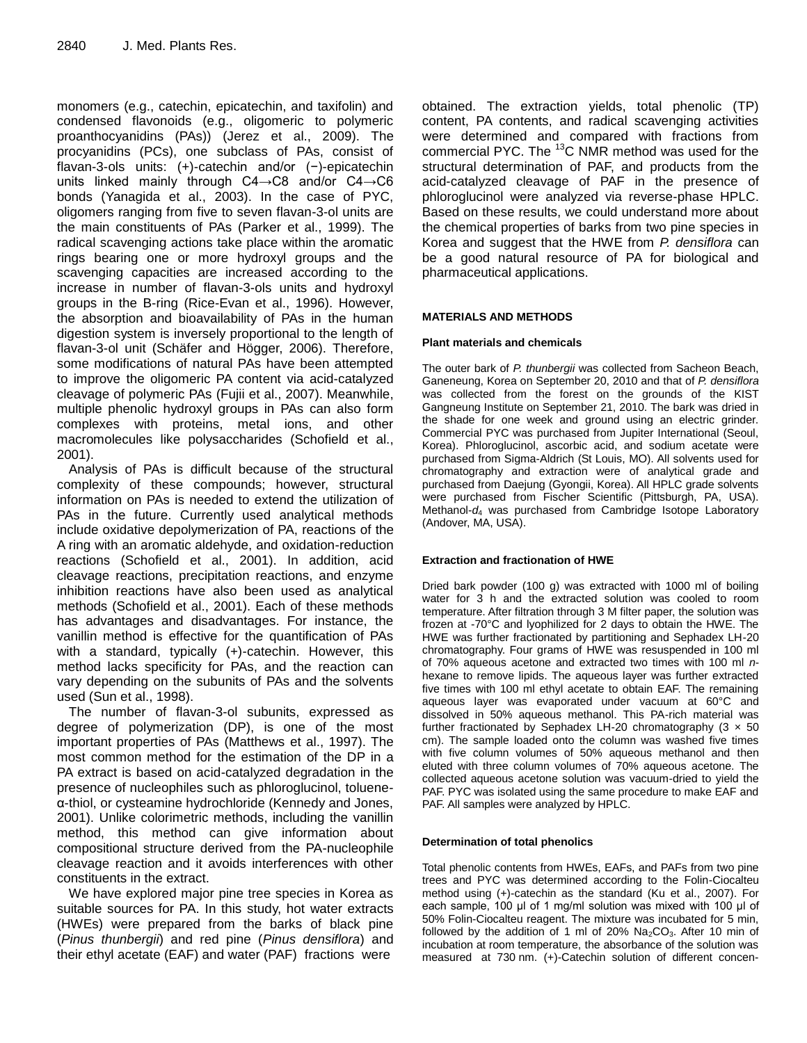monomers (e.g., catechin, epicatechin, and taxifolin) and condensed flavonoids (e.g., oligomeric to polymeric proanthocyanidins (PAs)) (Jerez et al., 2009). The procyanidins (PCs), one subclass of PAs, consist of flavan-3-ols units: (+)-catechin and/or (−)-epicatechin units linked mainly through C4→C8 and/or C4→C6 bonds (Yanagida et al., 2003). In the case of PYC, oligomers ranging from five to seven flavan-3-ol units are the main constituents of PAs (Parker et al., 1999). The radical scavenging actions take place within the aromatic rings bearing one or more hydroxyl groups and the scavenging capacities are increased according to the increase in number of flavan-3-ols units and hydroxyl groups in the B-ring (Rice-Evan et al., 1996). However, the absorption and bioavailability of PAs in the human digestion system is inversely proportional to the length of flavan-3-ol unit (Schäfer and Högger, 2006). Therefore, some modifications of natural PAs have been attempted to improve the oligomeric PA content via acid-catalyzed cleavage of polymeric PAs (Fujii et al., 2007). Meanwhile, multiple phenolic hydroxyl groups in PAs can also form complexes with proteins, metal ions, and other macromolecules like polysaccharides (Schofield et al., 2001).

Analysis of PAs is difficult because of the structural complexity of these compounds; however, structural information on PAs is needed to extend the utilization of PAs in the future. Currently used analytical methods include oxidative depolymerization of PA, reactions of the A ring with an aromatic aldehyde, and oxidation-reduction reactions (Schofield et al., 2001). In addition, acid cleavage reactions, precipitation reactions, and enzyme inhibition reactions have also been used as analytical methods (Schofield et al., 2001). Each of these methods has advantages and disadvantages. For instance, the vanillin method is effective for the quantification of PAs with a standard, typically (+)-catechin. However, this method lacks specificity for PAs, and the reaction can vary depending on the subunits of PAs and the solvents used (Sun et al., 1998).

The number of flavan-3-ol subunits, expressed as degree of polymerization (DP), is one of the most important properties of PAs (Matthews et al., 1997). The most common method for the estimation of the DP in a PA extract is based on acid-catalyzed degradation in the presence of nucleophiles such as phloroglucinol, toluene-α-thiol, or cysteamine hydrochloride (Kennedy and Jones, 2001). Unlike colorimetric methods, including the vanillin method, this method can give information about compositional structure derived from the PA-nucleophile cleavage reaction and it avoids interferences with other constituents in the extract.

We have explored major pine tree species in Korea as suitable sources for PA. In this study, hot water extracts (HWEs) were prepared from the barks of black pine (*Pinus thunbergii*) and red pine (*Pinus densiflora*) and their ethyl acetate (EAF) and water (PAF) fractions were obtained. The extraction yields, total phenolic (TP) content, PA contents, and radical scavenging activities were determined and compared with fractions from commercial PYC. The $^{13}C$ NMR method was used for the structural determination of PAF, and products from the acid-catalyzed cleavage of PAF in the presence of phloroglucinol were analyzed via reverse-phase HPLC. Based on these results, we could understand more about the chemical properties of barks from two pine species in Korea and suggest that the HWE from *P. densiflora* can be a good natural resource of PA for biological and pharmaceutical applications.

## MATERIALS AND METHODS

### Plant materials and chemicals

The outer bark of *P. thunbergii* was collected from Sacheon Beach, Ganeneung, Korea on September 20, 2010 and that of *P. densiflora* was collected from the forest on the grounds of the KIST Gangneung Institute on September 21, 2010. The bark was dried in the shade for one week and ground using an electric grinder. Commercial PYC was purchased from Jupiter International (Seoul, Korea). Phloroglucinol, ascorbic acid, and sodium acetate were purchased from Sigma-Aldrich (St Louis, MO). All solvents used for chromatography and extraction were of analytical grade and purchased from Daejung (Gyongii, Korea). All HPLC grade solvents were purchased from Fischer Scientific (Pittsburgh, PA, USA). Methanol-$d_4$ was purchased from Cambridge Isotope Laboratory (Andover, MA, USA).

### Extraction and fractionation of HWE

Dried bark powder (100 g) was extracted with 1000 ml of boiling water for 3 h and the extracted solution was cooled to room temperature. After filtration through 3 M filter paper, the solution was frozen at -70°C and lyophilized for 2 days to obtain the HWE. The HWE was further fractionated by partitioning and Sephadex LH-20 chromatography. Four grams of HWE was resuspended in 100 ml of 70% aqueous acetone and extracted two times with 100 ml *n*-hexane to remove lipids. The aqueous layer was further extracted five times with 100 ml ethyl acetate to obtain EAF. The remaining aqueous layer was evaporated under vacuum at 60°C and dissolved in 50% aqueous methanol. This PA-rich material was further fractionated by Sephadex LH-20 chromatography (3 × 50 cm). The sample loaded onto the column was washed five times with five column volumes of 50% aqueous methanol and then eluted with three column volumes of 70% aqueous acetone. The collected aqueous acetone solution was vacuum-dried to yield the PAF. PYC was isolated using the same procedure to make EAF and PAF. All samples were analyzed by HPLC.

### Determination of total phenolics

Total phenolic contents from HWEs, EAFs, and PAFs from two pine trees and PYC was determined according to the Folin-Ciocalteu method using (+)-catechin as the standard (Ku et al., 2007). For each sample, 100 µl of 1 mg/ml solution was mixed with 100 µl of 50% Folin-Ciocalteu reagent. The mixture was incubated for 5 min, followed by the addition of 1 ml of 20% $Na_2CO_3$. After 10 min of incubation at room temperature, the absorbance of the solution was measured at 730 nm. (+)-Catechin solution of different concen-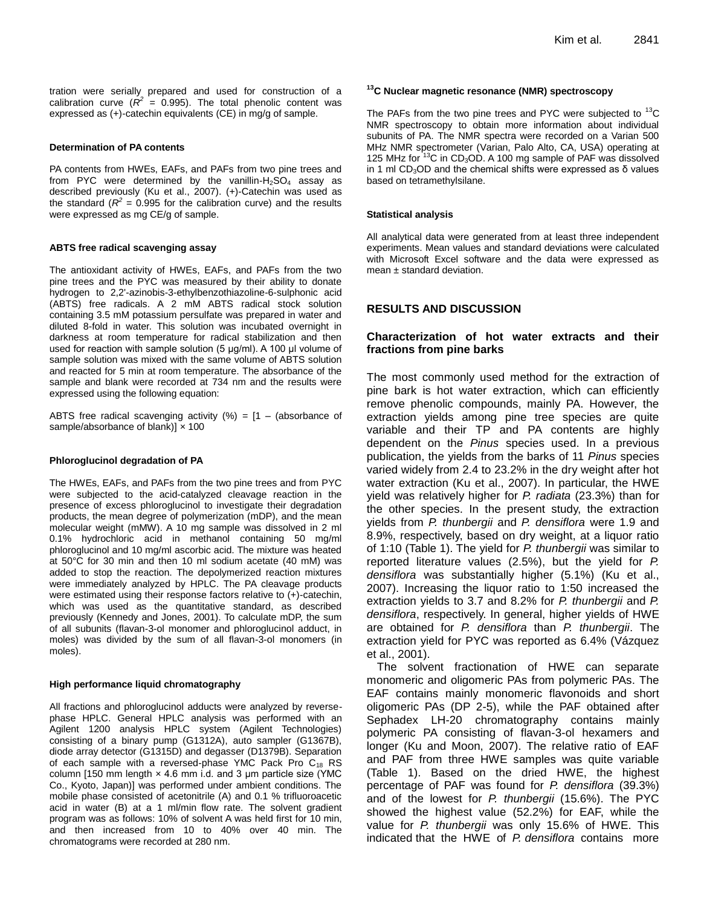tration were serially prepared and used for construction of a calibration curve ($R^2$ = 0.995). The total phenolic content was expressed as (+)-catechin equivalents (CE) in mg/g of sample.

#### Determination of PA contents

PA contents from HWEs, EAFs, and PAFs from two pine trees and from PYC were determined by the vanillin-$H_2SO_4$ assay as described previously (Ku et al., 2007). (+)-Catechin was used as the standard ($R^2$ = 0.995 for the calibration curve) and the results were expressed as mg CE/g of sample.

#### ABTS free radical scavenging assay

The antioxidant activity of HWEs, EAFs, and PAFs from the two pine trees and the PYC was measured by their ability to donate hydrogen to 2,2'-azinobis-3-ethylbenzothiazoline-6-sulphonic acid (ABTS) free radicals. A 2 mM ABTS radical stock solution containing 3.5 mM potassium persulfate was prepared in water and diluted 8-fold in water. This solution was incubated overnight in darkness at room temperature for radical stabilization and then used for reaction with sample solution (5 µg/ml). A 100 µl volume of sample solution was mixed with the same volume of ABTS solution and reacted for 5 min at room temperature. The absorbance of the sample and blank were recorded at 734 nm and the results were expressed using the following equation:

ABTS free radical scavenging activity (%) = [1 – (absorbance of sample/absorbance of blank)] × 100

#### Phloroglucinol degradation of PA

The HWEs, EAFs, and PAFs from the two pine trees and from PYC were subjected to the acid-catalyzed cleavage reaction in the presence of excess phloroglucinol to investigate their degradation products, the mean degree of polymerization (mDP), and the mean molecular weight (mMW). A 10 mg sample was dissolved in 2 ml 0.1% hydrochloric acid in methanol containing 50 mg/ml phloroglucinol and 10 mg/ml ascorbic acid. The mixture was heated at 50°C for 30 min and then 10 ml sodium acetate (40 mM) was added to stop the reaction. The depolymerized reaction mixtures were immediately analyzed by HPLC. The PA cleavage products were estimated using their response factors relative to (+)-catechin, which was used as the quantitative standard, as described previously (Kennedy and Jones, 2001). To calculate mDP, the sum of all subunits (flavan-3-ol monomer and phloroglucinol adduct, in moles) was divided by the sum of all flavan-3-ol monomers (in moles).

#### High performance liquid chromatography

All fractions and phloroglucinol adducts were analyzed by reverse-phase HPLC. General HPLC analysis was performed with an Agilent 1200 analysis HPLC system (Agilent Technologies) consisting of a binary pump (G1312A), auto sampler (G1367B), diode array detector (G1315D) and degasser (D1379B). Separation of each sample with a reversed-phase YMC Pack Pro $C_{18}$ RS column [150 mm length × 4.6 mm i.d. and 3 µm particle size (YMC Co., Kyoto, Japan)] was performed under ambient conditions. The mobile phase consisted of acetonitrile (A) and 0.1 % trifluoroacetic acid in water (B) at a 1 ml/min flow rate. The solvent gradient program was as follows: 10% of solvent A was held first for 10 min, and then increased from 10 to 40% over 40 min. The chromatograms were recorded at 280 nm.

#### $^{13}C$ Nuclear magnetic resonance (NMR) spectroscopy

The PAFs from the two pine trees and PYC were subjected to $^{13}C$ NMR spectroscopy to obtain more information about individual subunits of PA. The NMR spectra were recorded on a Varian 500 MHz NMR spectrometer (Varian, Palo Alto, CA, USA) operating at 125 MHz for $^{13}C$ in $CD_3OD$. A 100 mg sample of PAF was dissolved in 1 ml $CD_3OD$ and the chemical shifts were expressed as δ values based on tetramethylsilane.

#### Statistical analysis

All analytical data were generated from at least three independent experiments. Mean values and standard deviations were calculated with Microsoft Excel software and the data were expressed as mean ± standard deviation.

## RESULTS AND DISCUSSION

### Characterization of hot water extracts and their fractions from pine barks

The most commonly used method for the extraction of pine bark is hot water extraction, which can efficiently remove phenolic compounds, mainly PA. However, the extraction yields among pine tree species are quite variable and their TP and PA contents are highly dependent on the *Pinus* species used. In a previous publication, the yields from the barks of 11 *Pinus* species varied widely from 2.4 to 23.2% in the dry weight after hot water extraction (Ku et al., 2007). In particular, the HWE yield was relatively higher for *P. radiata* (23.3%) than for the other species. In the present study, the extraction yields from *P. thunbergii* and *P. densiflora* were 1.9 and 8.9%, respectively, based on dry weight, at a liquor ratio of 1:10 (Table 1). The yield for *P. thunbergii* was similar to reported literature values (2.5%), but the yield for *P. densiflora* was substantially higher (5.1%) (Ku et al., 2007). Increasing the liquor ratio to 1:50 increased the extraction yields to 3.7 and 8.2% for *P. thunbergii* and *P. densiflora*, respectively. In general, higher yields of HWE are obtained for *P. densiflora* than *P. thunbergii*. The extraction yield for PYC was reported as 6.4% (Vázquez et al., 2001).

The solvent fractionation of HWE can separate monomeric and oligomeric PAs from polymeric PAs. The EAF contains mainly monomeric flavonoids and short oligomeric PAs (DP 2-5), while the PAF obtained after Sephadex LH-20 chromatography contains mainly polymeric PA consisting of flavan-3-ol hexamers and longer (Ku and Moon, 2007). The relative ratio of EAF and PAF from three HWE samples was quite variable (Table 1). Based on the dried HWE, the highest percentage of PAF was found for *P. densiflora* (39.3%) and of the lowest for *P. thunbergii* (15.6%). The PYC showed the highest value (52.2%) for EAF, while the value for *P. thunbergii* was only 15.6% of HWE. This indicated that the HWE of *P. densiflora* contains more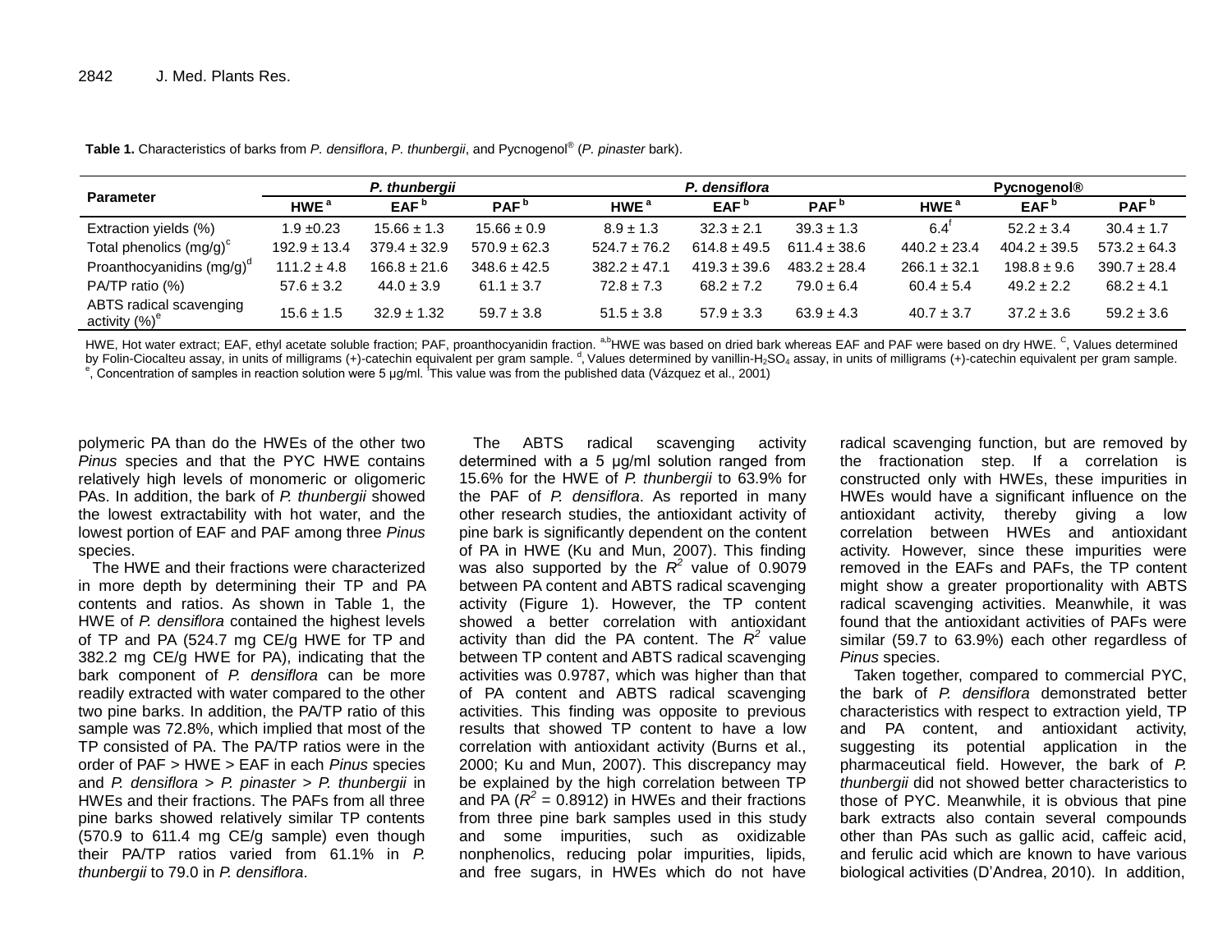**Table 1.** Characteristics of barks from *P. densiflora*, *P. thunbergii*, and Pycnogenol® (*P. pinaster* bark).

| Parameter | *P. thunbergii* | | | *P. densiflora* | | | Pycnogenol® | | |
|---|---|---|---|---|---|---|---|---|---|
| | HWE [a] | EAF [b] | PAF [b] | HWE [a] | EAF [b] | PAF [b] | HWE [a] | EAF [b] | PAF [b] |
| Extraction yields (%) | 1.9 ±0.23 | 15.66 ± 1.3 | 15.66 ± 0.9 | 8.9 ± 1.3 | 32.3 ± 2.1 | 39.3 ± 1.3 | 6.4[f] | 52.2 ± 3.4 | 30.4 ± 1.7 |
| Total phenolics (mg/g)[c] | 192.9 ± 13.4 | 379.4 ± 32.9 | 570.9 ± 62.3 | 524.7 ± 76.2 | 614.8 ± 49.5 | 611.4 ± 38.6 | 440.2 ± 23.4 | 404.2 ± 39.5 | 573.2 ± 64.3 |
| Proanthocyanidins (mg/g)[d] | 111.2 ± 4.8 | 166.8 ± 21.6 | 348.6 ± 42.5 | 382.2 ± 47.1 | 419.3 ± 39.6 | 483.2 ± 28.4 | 266.1 ± 32.1 | 198.8 ± 9.6 | 390.7 ± 28.4 |
| PA/TP ratio (%) | 57.6 ± 3.2 | 44.0 ± 3.9 | 61.1 ± 3.7 | 72.8 ± 7.3 | 68.2 ± 7.2 | 79.0 ± 6.4 | 60.4 ± 5.4 | 49.2 ± 2.2 | 68.2 ± 4.1 |
| ABTS radical scavenging activity (%)[e] | 15.6 ± 1.5 | 32.9 ± 1.32 | 59.7 ± 3.8 | 51.5 ± 3.8 | 57.9 ± 3.3 | 63.9 ± 4.3 | 40.7 ± 3.7 | 37.2 ± 3.6 | 59.2 ± 3.6 |

HWE, Hot water extract; EAF, ethyl acetate soluble fraction; PAF, proanthocyanidin fraction. [a,b]HWE was based on dried bark whereas EAF and PAF were based on dry HWE. [c], Values determined by Folin-Ciocalteu assay, in units of milligrams (+)-catechin equivalent per gram sample. [d], Values determined by vanillin-$H_2SO_4$ assay, in units of milligrams (+)-catechin equivalent per gram sample. [e], Concentration of samples in reaction solution were 5 µg/ml. [f]This value was from the published data (Vázquez et al., 2001)

polymeric PA than do the HWEs of the other two *Pinus* species and that the PYC HWE contains relatively high levels of monomeric or oligomeric PAs. In addition, the bark of *P. thunbergii* showed the lowest extractability with hot water, and the lowest portion of EAF and PAF among three *Pinus* species.

The HWE and their fractions were characterized in more depth by determining their TP and PA contents and ratios. As shown in Table 1, the HWE of *P. densiflora* contained the highest levels of TP and PA (524.7 mg CE/g HWE for TP and 382.2 mg CE/g HWE for PA), indicating that the bark component of *P. densiflora* can be more readily extracted with water compared to the other two pine barks. In addition, the PA/TP ratio of this sample was 72.8%, which implied that most of the TP consisted of PA. The PA/TP ratios were in the order of PAF > HWE > EAF in each *Pinus* species and *P. densiflora* > *P. pinaster* > *P. thunbergii* in HWEs and their fractions. The PAFs from all three pine barks showed relatively similar TP contents (570.9 to 611.4 mg CE/g sample) even though their PA/TP ratios varied from 61.1% in *P. thunbergii* to 79.0 in *P. densiflora*.

The ABTS radical scavenging activity determined with a 5 µg/ml solution ranged from 15.6% for the HWE of *P. thunbergii* to 63.9% for the PAF of *P. densiflora*. As reported in many other research studies, the antioxidant activity of pine bark is significantly dependent on the content of PA in HWE (Ku and Mun, 2007). This finding was also supported by the $R^2$ value of 0.9079 between PA content and ABTS radical scavenging activity (Figure 1). However, the TP content showed a better correlation with antioxidant activity than did the PA content. The $R^2$ value between TP content and ABTS radical scavenging activities was 0.9787, which was higher than that of PA content and ABTS radical scavenging activities. This finding was opposite to previous results that showed TP content to have a low correlation with antioxidant activity (Burns et al., 2000; Ku and Mun, 2007). This discrepancy may be explained by the high correlation between TP and PA ($R^2$ = 0.8912) in HWEs and their fractions from three pine bark samples used in this study and some impurities, such as oxidizable nonphenolics, reducing polar impurities, lipids, and free sugars, in HWEs which do not have radical scavenging function, but are removed by the fractionation step. If a correlation is constructed only with HWEs, these impurities in HWEs would have a significant influence on the antioxidant activity, thereby giving a low correlation between HWEs and antioxidant activity. However, since these impurities were removed in the EAFs and PAFs, the TP content might show a greater proportionality with ABTS radical scavenging activities. Meanwhile, it was found that the antioxidant activities of PAFs were similar (59.7 to 63.9%) each other regardless of *Pinus* species.

Taken together, compared to commercial PYC, the bark of *P. densiflora* demonstrated better characteristics with respect to extraction yield, TP and PA content, and antioxidant activity, suggesting its potential application in the pharmaceutical field. However, the bark of *P. thunbergii* did not showed better characteristics to those of PYC. Meanwhile, it is obvious that pine bark extracts also contain several compounds other than PAs such as gallic acid, caffeic acid, and ferulic acid which are known to have various biological activities (D'Andrea, 2010). In addition,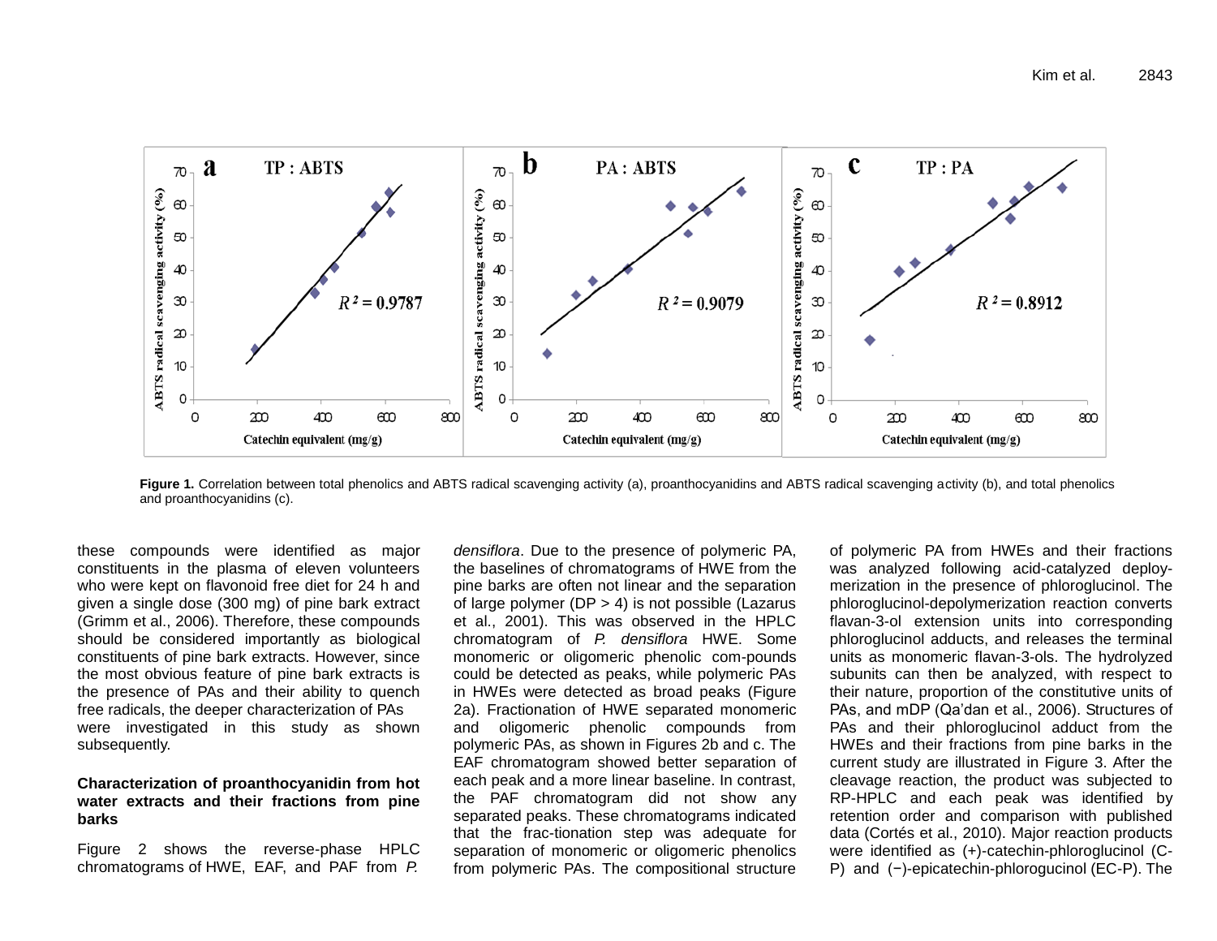**Figure 1.** Correlation between total phenolics and ABTS radical scavenging activity (a), proanthocyanidins and ABTS radical scavenging activity (b), and total phenolics and proanthocyanidins (c).

these compounds were identified as major constituents in the plasma of eleven volunteers who were kept on flavonoid free diet for 24 h and given a single dose (300 mg) of pine bark extract (Grimm et al., 2006). Therefore, these compounds should be considered importantly as biological constituents of pine bark extracts. However, since the most obvious feature of pine bark extracts is the presence of PAs and their ability to quench free radicals, the deeper characterization of PAs were investigated in this study as shown subsequently.

**Characterization of proanthocyanidin from hot water extracts and their fractions from pine barks**

Figure 2 shows the reverse-phase HPLC chromatograms of HWE, EAF, and PAF from *P. densiflora*. Due to the presence of polymeric PA, the baselines of chromatograms of HWE from the pine barks are often not linear and the separation of large polymer (DP > 4) is not possible (Lazarus et al., 2001). This was observed in the HPLC chromatogram of *P. densiflora* HWE. Some monomeric or oligomeric phenolic com-pounds could be detected as peaks, while polymeric PAs in HWEs were detected as broad peaks (Figure 2a). Fractionation of HWE separated monomeric and oligomeric phenolic compounds from polymeric PAs, as shown in Figures 2b and c. The EAF chromatogram showed better separation of each peak and a more linear baseline. In contrast, the PAF chromatogram did not show any separated peaks. These chromatograms indicated that the frac-tionation step was adequate for separation of monomeric or oligomeric phenolics from polymeric PAs. The compositional structure of polymeric PA from HWEs and their fractions was analyzed following acid-catalyzed deploy-merization in the presence of phloroglucinol. The phloroglucinol-depolymerization reaction converts flavan-3-ol extension units into corresponding phloroglucinol adducts, and releases the terminal units as monomeric flavan-3-ols. The hydrolyzed subunits can then be analyzed, with respect to their nature, proportion of the constitutive units of PAs, and mDP (Qa'dan et al., 2006). Structures of PAs and their phloroglucinol adduct from the HWEs and their fractions from pine barks in the current study are illustrated in Figure 3. After the cleavage reaction, the product was subjected to RP-HPLC and each peak was identified by retention order and comparison with published data (Cortés et al., 2010). Major reaction products were identified as (+)-catechin-phloroglucinol (C-P) and (−)-epicatechin-phlorogucinol (EC-P). The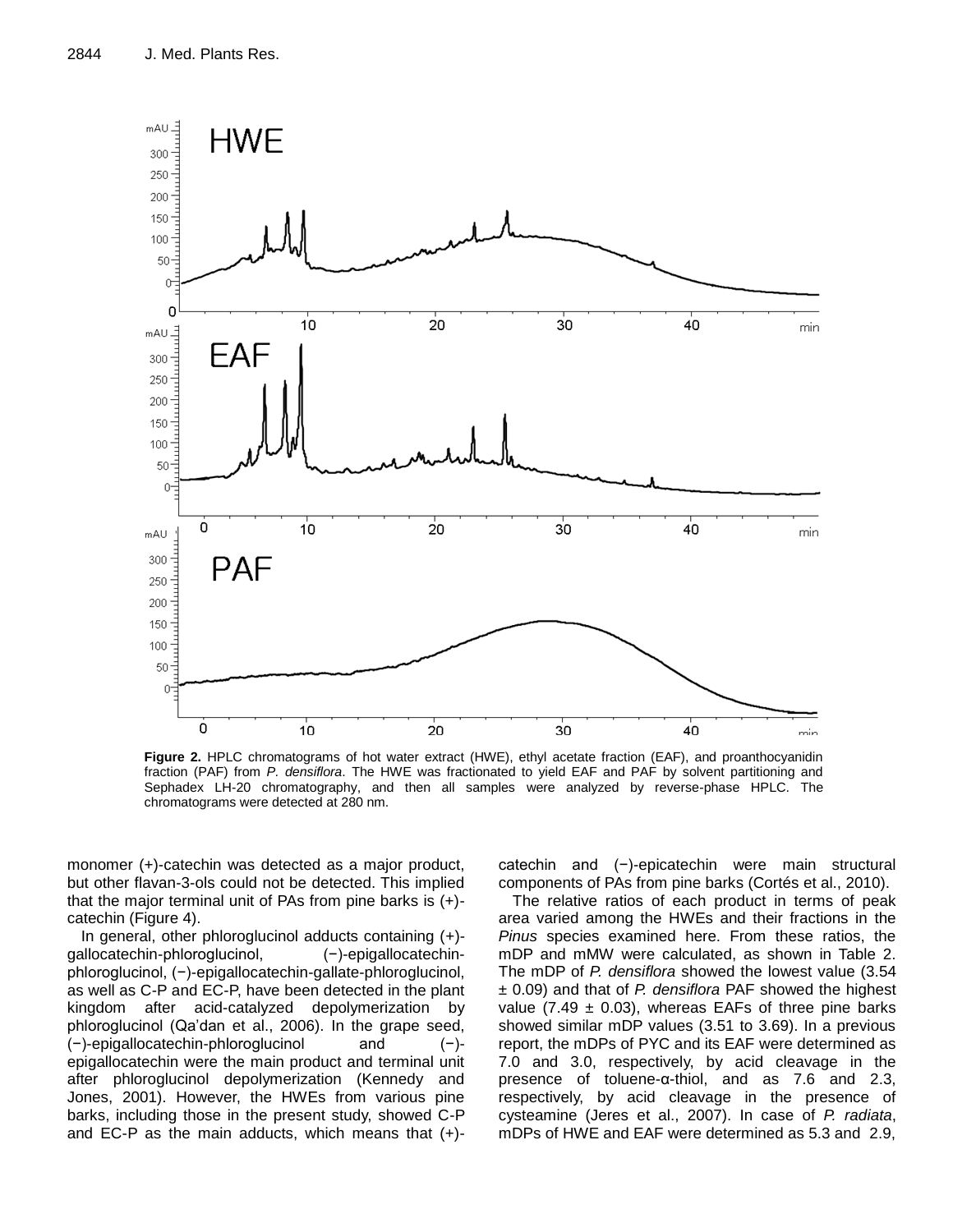Figure 2. HPLC chromatograms of hot water extract (HWE), ethyl acetate fraction (EAF), and proanthocyanidin fraction (PAF) from *P. densiflora*. The HWE was fractionated to yield EAF and PAF by solvent partitioning and Sephadex LH-20 chromatography, and then all samples were analyzed by reverse-phase HPLC. The chromatograms were detected at 280 nm.

monomer (+)-catechin was detected as a major product, but other flavan-3-ols could not be detected. This implied that the major terminal unit of PAs from pine barks is (+)-catechin (Figure 4).

In general, other phloroglucinol adducts containing (+)-gallocatechin-phloroglucinol, (−)-epigallocatechin-phloroglucinol, (−)-epigallocatechin-gallate-phloroglucinol, as well as C-P and EC-P, have been detected in the plant kingdom after acid-catalyzed depolymerization by phloroglucinol (Qa'dan et al., 2006). In the grape seed, (−)-epigallocatechin-phloroglucinol and (−)-epigallocatechin were the main product and terminal unit after phloroglucinol depolymerization (Kennedy and Jones, 2001). However, the HWEs from various pine barks, including those in the present study, showed C-P and EC-P as the main adducts, which means that (+)-catechin and (−)-epicatechin were main structural components of PAs from pine barks (Cortés et al., 2010).

The relative ratios of each product in terms of peak area varied among the HWEs and their fractions in the *Pinus* species examined here. From these ratios, the mDP and mMW were calculated, as shown in Table 2. The mDP of *P. densiflora* showed the lowest value (3.54 ± 0.09) and that of *P. densiflora* PAF showed the highest value (7.49 ± 0.03), whereas EAFs of three pine barks showed similar mDP values (3.51 to 3.69). In a previous report, the mDPs of PYC and its EAF were determined as 7.0 and 3.0, respectively, by acid cleavage in the presence of toluene-α-thiol, and as 7.6 and 2.3, respectively, by acid cleavage in the presence of cysteamine (Jeres et al., 2007). In case of *P. radiata*, mDPs of HWE and EAF were determined as 5.3 and 2.9,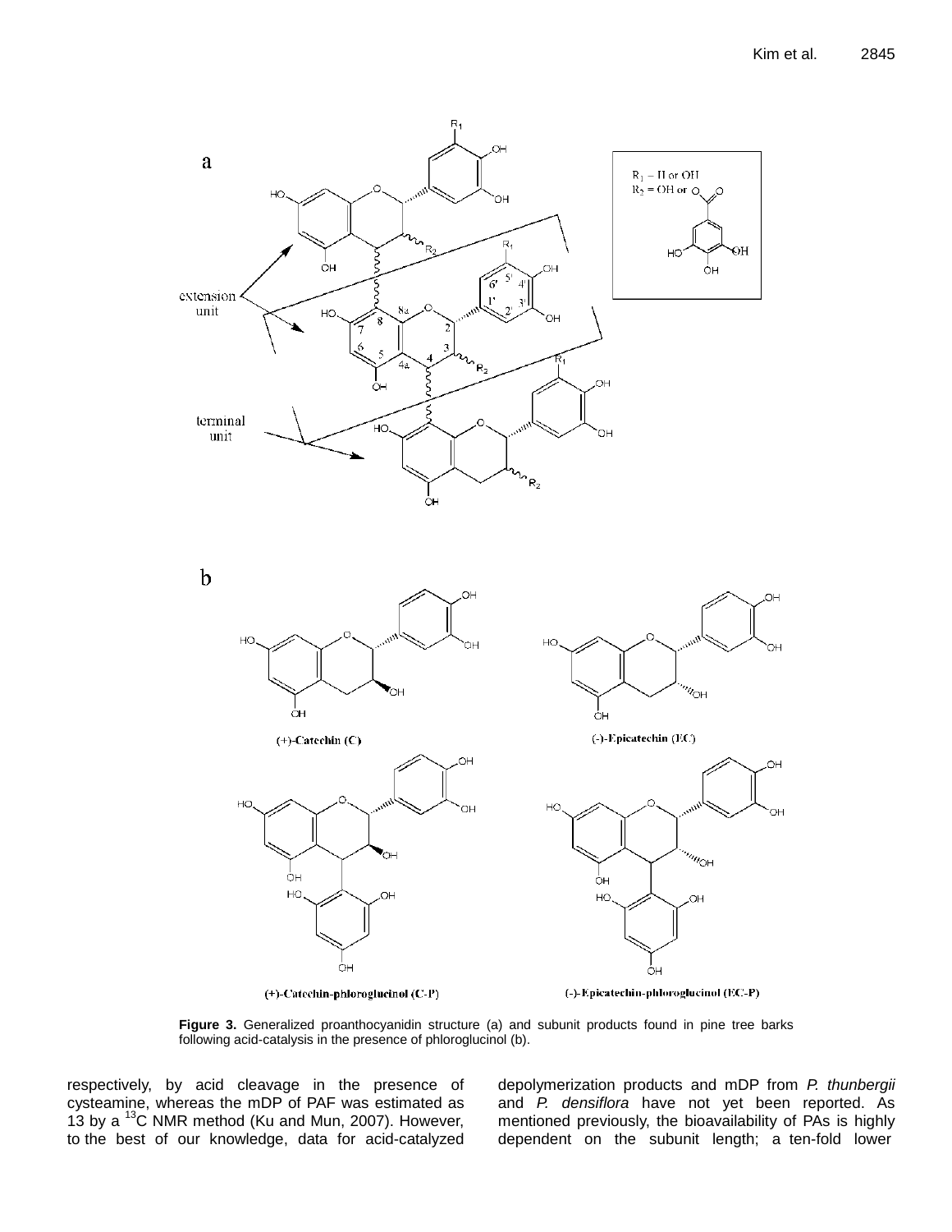**Figure 3.** Generalized proanthocyanidin structure (a) and subunit products found in pine tree barks following acid-catalysis in the presence of phloroglucinol (b).

respectively, by acid cleavage in the presence of cysteamine, whereas the mDP of PAF was estimated as 13 by a $^{13}$C NMR method (Ku and Mun, 2007). However, to the best of our knowledge, data for acid-catalyzed depolymerization products and mDP from *P. thunbergii* and *P. densiflora* have not yet been reported. As mentioned previously, the bioavailability of PAs is highly dependent on the subunit length; a ten-fold lower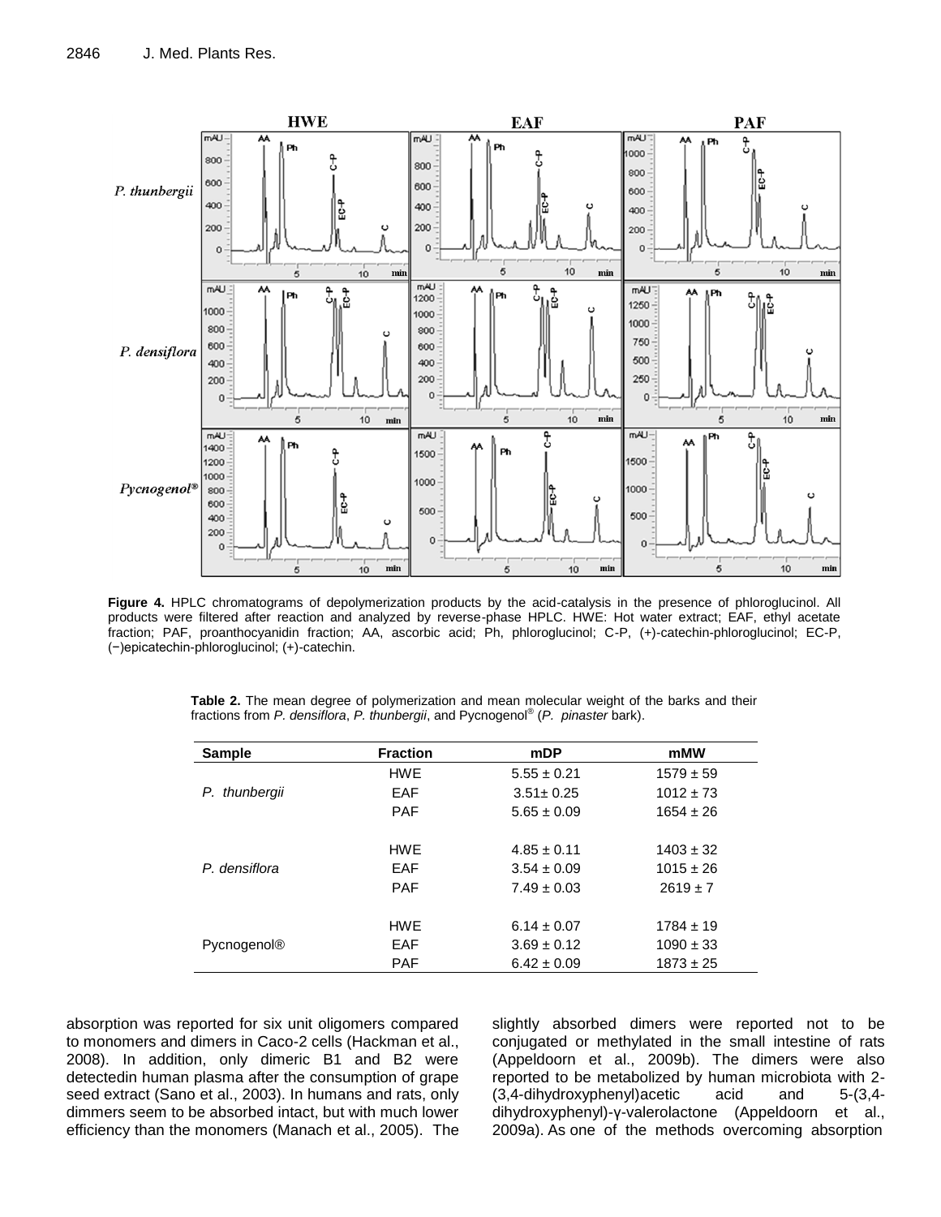**Figure 4.** HPLC chromatograms of depolymerization products by the acid-catalysis in the presence of phloroglucinol. All products were filtered after reaction and analyzed by reverse-phase HPLC. HWE: Hot water extract; EAF, ethyl acetate fraction; PAF, proanthocyanidin fraction; AA, ascorbic acid; Ph, phloroglucinol; C-P, (+)-catechin-phloroglucinol; EC-P, (−)epicatechin-phloroglucinol; (+)-catechin.

**Table 2.** The mean degree of polymerization and mean molecular weight of the barks and their fractions from *P. densiflora*, *P. thunbergii*, and Pycnogenol® (*P. pinaster* bark).

| Sample | Fraction | mDP | mMW |
|---|---|---|---|
| *P. thunbergii* | HWE | 5.55 ± 0.21 | 1579 ± 59 |
| | EAF | 3.51± 0.25 | 1012 ± 73 |
| | PAF | 5.65 ± 0.09 | 1654 ± 26 |
| *P. densiflora* | HWE | 4.85 ± 0.11 | 1403 ± 32 |
| | EAF | 3.54 ± 0.09 | 1015 ± 26 |
| | PAF | 7.49 ± 0.03 | 2619 ± 7 |
| Pycnogenol® | HWE | 6.14 ± 0.07 | 1784 ± 19 |
| | EAF | 3.69 ± 0.12 | 1090 ± 33 |
| | PAF | 6.42 ± 0.09 | 1873 ± 25 |

absorption was reported for six unit oligomers compared to monomers and dimers in Caco-2 cells (Hackman et al., 2008). In addition, only dimeric B1 and B2 were detectedin human plasma after the consumption of grape seed extract (Sano et al., 2003). In humans and rats, only dimmers seem to be absorbed intact, but with much lower efficiency than the monomers (Manach et al., 2005). The slightly absorbed dimers were reported not to be conjugated or methylated in the small intestine of rats (Appeldoorn et al., 2009b). The dimers were also reported to be metabolized by human microbiota with 2-(3,4-dihydroxyphenyl)acetic acid and 5-(3,4-dihydroxyphenyl)-γ-valerolactone (Appeldoorn et al., 2009a). As one of the methods overcoming absorption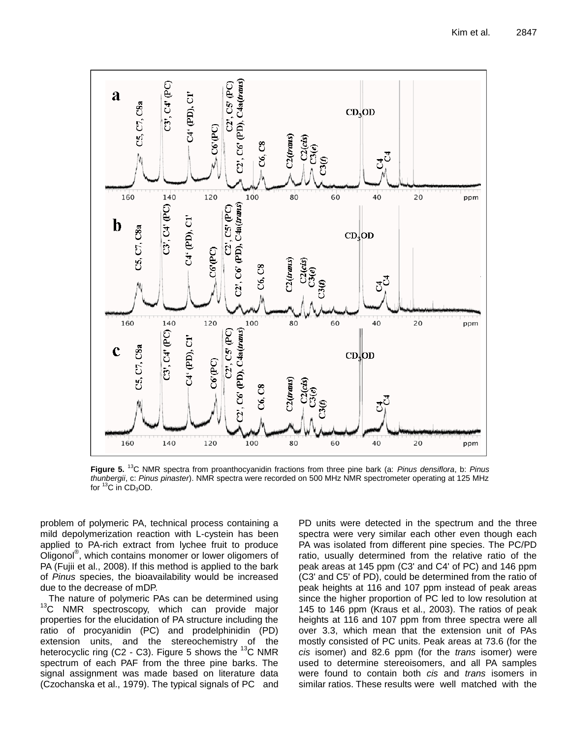**Figure 5.** [13]C NMR spectra from proanthocyanidin fractions from three pine bark (a: *Pinus densiflora*, b: *Pinus thunbergii*, c: *Pinus pinaster*). NMR spectra were recorded on 500 MHz NMR spectrometer operating at 125 MHz for $^{13}C$ in $CD_3OD$.

problem of polymeric PA, technical process containing a mild depolymerization reaction with L-cystein has been applied to PA-rich extract from lychee fruit to produce Oligonol®, which contains monomer or lower oligomers of PA (Fujii et al., 2008). If this method is applied to the bark of *Pinus* species, the bioavailability would be increased due to the decrease of mDP.

The nature of polymeric PAs can be determined using $^{13}C$ NMR spectroscopy, which can provide major properties for the elucidation of PA structure including the ratio of procyanidin (PC) and prodelphinidin (PD) extension units, and the stereochemistry of the heterocyclic ring (C2 - C3). Figure 5 shows the $^{13}C$ NMR spectrum of each PAF from the three pine barks. The signal assignment was made based on literature data (Czochanska et al., 1979). The typical signals of PC and PD units were detected in the spectrum and the three spectra were very similar each other even though each PA was isolated from different pine species. The PC/PD ratio, usually determined from the relative ratio of the peak areas at 145 ppm (C3' and C4' of PC) and 146 ppm (C3' and C5' of PD), could be determined from the ratio of peak heights at 116 and 107 ppm instead of peak areas since the higher proportion of PC led to low resolution at 145 to 146 ppm (Kraus et al., 2003). The ratios of peak heights at 116 and 107 ppm from three spectra were all over 3.3, which mean that the extension unit of PAs mostly consisted of PC units. Peak areas at 73.6 (for the *cis* isomer) and 82.6 ppm (for the *trans* isomer) were used to determine stereoisomers, and all PA samples were found to contain both *cis* and *trans* isomers in similar ratios. These results were well matched with the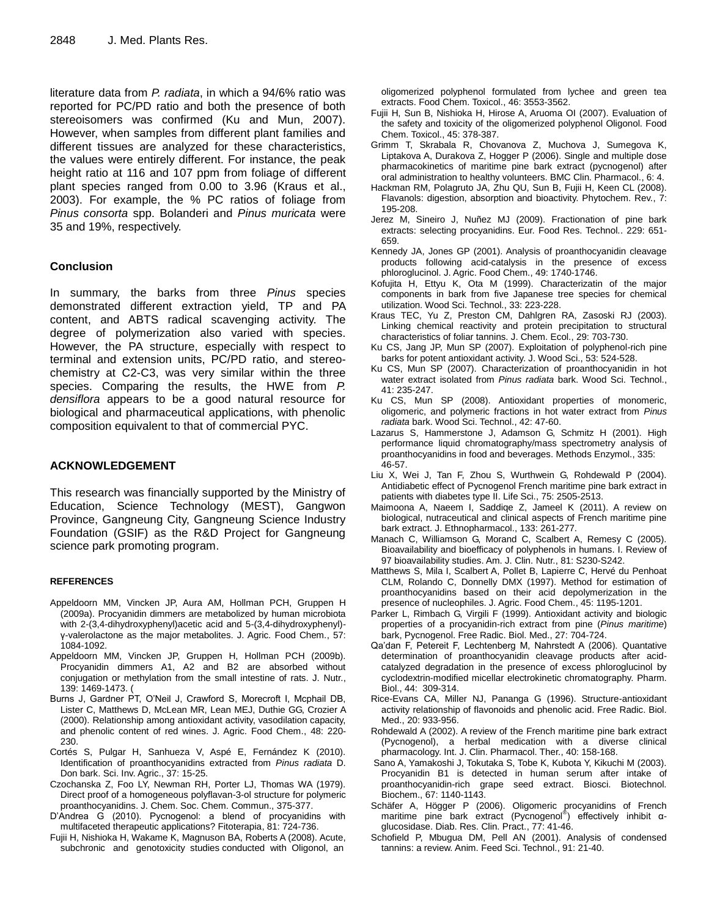literature data from *P. radiata*, in which a 94/6% ratio was reported for PC/PD ratio and both the presence of both stereoisomers was confirmed (Ku and Mun, 2007). However, when samples from different plant families and different tissues are analyzed for these characteristics, the values were entirely different. For instance, the peak height ratio at 116 and 107 ppm from foliage of different plant species ranged from 0.00 to 3.96 (Kraus et al., 2003). For example, the % PC ratios of foliage from *Pinus consorta* spp. Bolanderi and *Pinus muricata* were 35 and 19%, respectively.

## Conclusion

In summary, the barks from three *Pinus* species demonstrated different extraction yield, TP and PA content, and ABTS radical scavenging activity. The degree of polymerization also varied with species. However, the PA structure, especially with respect to terminal and extension units, PC/PD ratio, and stereo-chemistry at C2-C3, was very similar within the three species. Comparing the results, the HWE from *P. densiflora* appears to be a good natural resource for biological and pharmaceutical applications, with phenolic composition equivalent to that of commercial PYC.

## ACKNOWLEDGEMENT

This research was financially supported by the Ministry of Education, Science Technology (MEST), Gangwon Province, Gangneung City, Gangneung Science Industry Foundation (GSIF) as the R&D Project for Gangneung science park promoting program.

## REFERENCES

Appeldoorn MM, Vincken JP, Aura AM, Hollman PCH, Gruppen H (2009a). Procyanidin dimmers are metabolized by human microbiota with 2-(3,4-dihydroxyphenyl)acetic acid and 5-(3,4-dihydroxyphenyl)-γ-valerolactone as the major metabolites. J. Agric. Food Chem., 57: 1084-1092.

Appeldoorn MM, Vincken JP, Gruppen H, Hollman PCH (2009b). Procyanidin dimmers A1, A2 and B2 are absorbed without conjugation or methylation from the small intestine of rats. J. Nutr., 139: 1469-1473. (

Burns J, Gardner PT, O'Neil J, Crawford S, Morecroft I, Mcphail DB, Lister C, Matthews D, McLean MR, Lean MEJ, Duthie GG, Crozier A (2000). Relationship among antioxidant activity, vasodilation capacity, and phenolic content of red wines. J. Agric. Food Chem., 48: 220-230.

Cortés S, Pulgar H, Sanhueza V, Aspé E, Fernández K (2010). Identification of proanthocyanidins extracted from *Pinus radiata* D. Don bark. Sci. Inv. Agric., 37: 15-25.

Czochanska Z, Foo LY, Newman RH, Porter LJ, Thomas WA (1979). Direct proof of a homogeneous polyflavan-3-ol structure for polymeric proanthocyanidins. J. Chem. Soc. Chem. Commun., 375-377.

D'Andrea G (2010). Pycnogenol: a blend of procyanidins with multifaceted therapeutic applications? Fitoterapia, 81: 724-736.

Fujii H, Nishioka H, Wakame K, Magnuson BA, Roberts A (2008). Acute, subchronic and genotoxicity studies conducted with Oligonol, an oligomerized polyphenol formulated from lychee and green tea extracts. Food Chem. Toxicol., 46: 3553-3562.

Fujii H, Sun B, Nishioka H, Hirose A, Aruoma OI (2007). Evaluation of the safety and toxicity of the oligomerized polyphenol Oligonol. Food Chem. Toxicol., 45: 378-387.

Grimm T, Skrabala R, Chovanova Z, Muchova J, Sumegova K, Liptakova A, Durakova Z, Hogger P (2006). Single and multiple dose pharmacokinetics of maritime pine bark extract (pycnogenol) after oral administration to healthy volunteers. BMC Clin. Pharmacol., 6: 4.

Hackman RM, Polagruto JA, Zhu QU, Sun B, Fujii H, Keen CL (2008). Flavanols: digestion, absorption and bioactivity. Phytochem. Rev., 7: 195-208.

Jerez M, Sineiro J, Nuñez MJ (2009). Fractionation of pine bark extracts: selecting procyanidins. Eur. Food Res. Technol.. 229: 651-659.

Kennedy JA, Jones GP (2001). Analysis of proanthocyanidin cleavage products following acid-catalysis in the presence of excess phloroglucinol. J. Agric. Food Chem., 49: 1740-1746.

Kofujita H, Ettyu K, Ota M (1999). Characterizatin of the major components in bark from five Japanese tree species for chemical utilization. Wood Sci. Technol., 33: 223-228.

Kraus TEC, Yu Z, Preston CM, Dahlgren RA, Zasoski RJ (2003). Linking chemical reactivity and protein precipitation to structural characteristics of foliar tannins. J. Chem. Ecol., 29: 703-730.

Ku CS, Jang JP, Mun SP (2007). Exploitation of polyphenol-rich pine barks for potent antioxidant activity. J. Wood Sci., 53: 524-528.

Ku CS, Mun SP (2007). Characterization of proanthocyanidin in hot water extract isolated from *Pinus radiata* bark. Wood Sci. Technol., 41: 235-247.

Ku CS, Mun SP (2008). Antioxidant properties of monomeric, oligomeric, and polymeric fractions in hot water extract from *Pinus radiata* bark. Wood Sci. Technol., 42: 47-60.

Lazarus S, Hammerstone J, Adamson G, Schmitz H (2001). High performance liquid chromatography/mass spectrometry analysis of proanthocyanidins in food and beverages. Methods Enzymol., 335: 46-57.

Liu X, Wei J, Tan F, Zhou S, Wurthwein G, Rohdewald P (2004). Antidiabetic effect of Pycnogenol French maritime pine bark extract in patients with diabetes type II. Life Sci., 75: 2505-2513.

Maimoona A, Naeem I, Saddiqe Z, Jameel K (2011). A review on biological, nutraceutical and clinical aspects of French maritime pine bark extract. J. Ethnopharmacol., 133: 261-277.

Manach C, Williamson G, Morand C, Scalbert A, Remesy C (2005). Bioavailability and bioefficacy of polyphenols in humans. I. Review of 97 bioavailability studies. Am. J. Clin. Nutr., 81: S230-S242.

Matthews S, Mila I, Scalbert A, Pollet B, Lapierre C, Hervé du Penhoat CLM, Rolando C, Donnelly DMX (1997). Method for estimation of proanthocyanidins based on their acid depolymerization in the presence of nucleophiles. J. Agric. Food Chem., 45: 1195-1201.

Parker L, Rimbach G, Virgili F (1999). Antioxidant activity and biologic properties of a procyanidin-rich extract from pine (*Pinus maritime*) bark, Pycnogenol. Free Radic. Biol. Med., 27: 704-724.

Qa'dan F, Petereit F, Lechtenberg M, Nahrstedt A (2006). Quantative determination of proanthocyanidin cleavage products after acid-catalyzed degradation in the presence of excess phloroglucinol by cyclodextrin-modified micellar electrokinetic chromatography. Pharm. Biol., 44: 309-314.

Rice-Evans CA, Miller NJ, Pananga G (1996). Structure-antioxidant activity relationship of flavonoids and phenolic acid. Free Radic. Biol. Med., 20: 933-956.

Rohdewald A (2002). A review of the French maritime pine bark extract (Pycnogenol), a herbal medication with a diverse clinical pharmacology. Int. J. Clin. Pharmacol. Ther., 40: 158-168.

Sano A, Yamakoshi J, Tokutaka S, Tobe K, Kubota Y, Kikuchi M (2003). Procyanidin B1 is detected in human serum after intake of proanthocyanidin-rich grape seed extract. Biosci. Biotechnol. Biochem., 67: 1140-1143.

Schäfer A, Högger P (2006). Oligomeric procyanidins of French maritime pine bark extract (Pycnogenol®) effectively inhibit α-glucosidase. Diab. Res. Clin. Pract., 77: 41-46.

Schofield P, Mbugua DM, Pell AN (2001). Analysis of condensed tannins: a review. Anim. Feed Sci. Technol., 91: 21-40.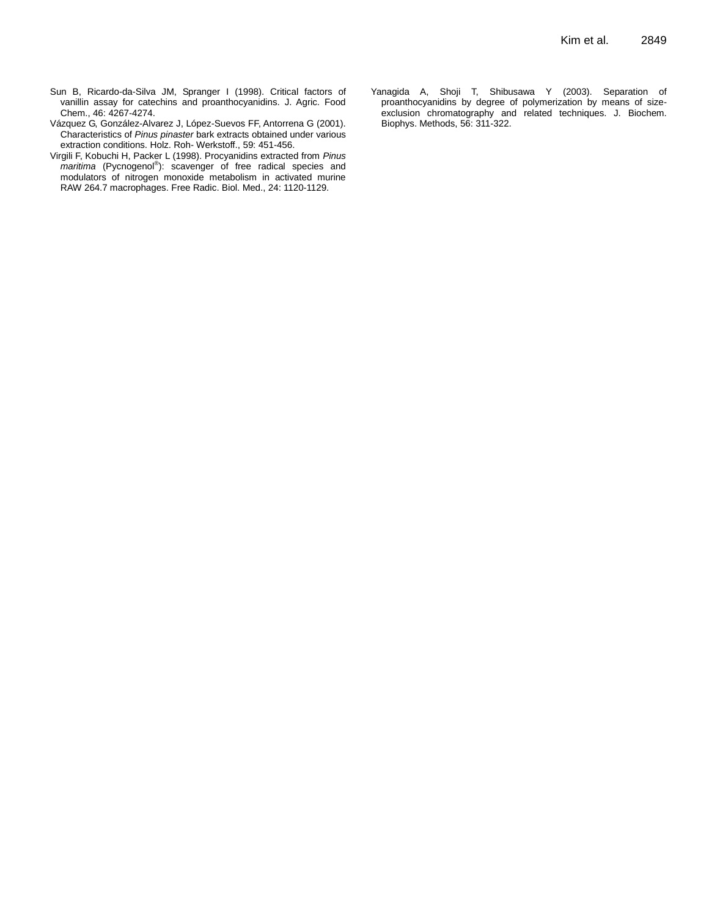Sun B, Ricardo-da-Silva JM, Spranger I (1998). Critical factors of vanillin assay for catechins and proanthocyanidins. J. Agric. Food Chem., 46: 4267-4274.

Vázquez G, González-Alvarez J, López-Suevos FF, Antorrena G (2001). Characteristics of *Pinus pinaster* bark extracts obtained under various extraction conditions. Holz. Roh- Werkstoff., 59: 451-456.

Virgili F, Kobuchi H, Packer L (1998). Procyanidins extracted from *Pinus maritima* (Pycnogenol®): scavenger of free radical species and modulators of nitrogen monoxide metabolism in activated murine RAW 264.7 macrophages. Free Radic. Biol. Med., 24: 1120-1129.

Yanagida A, Shoji T, Shibusawa Y (2003). Separation of proanthocyanidins by degree of polymerization by means of size-exclusion chromatography and related techniques. J. Biochem. Biophys. Methods, 56: 311-322.